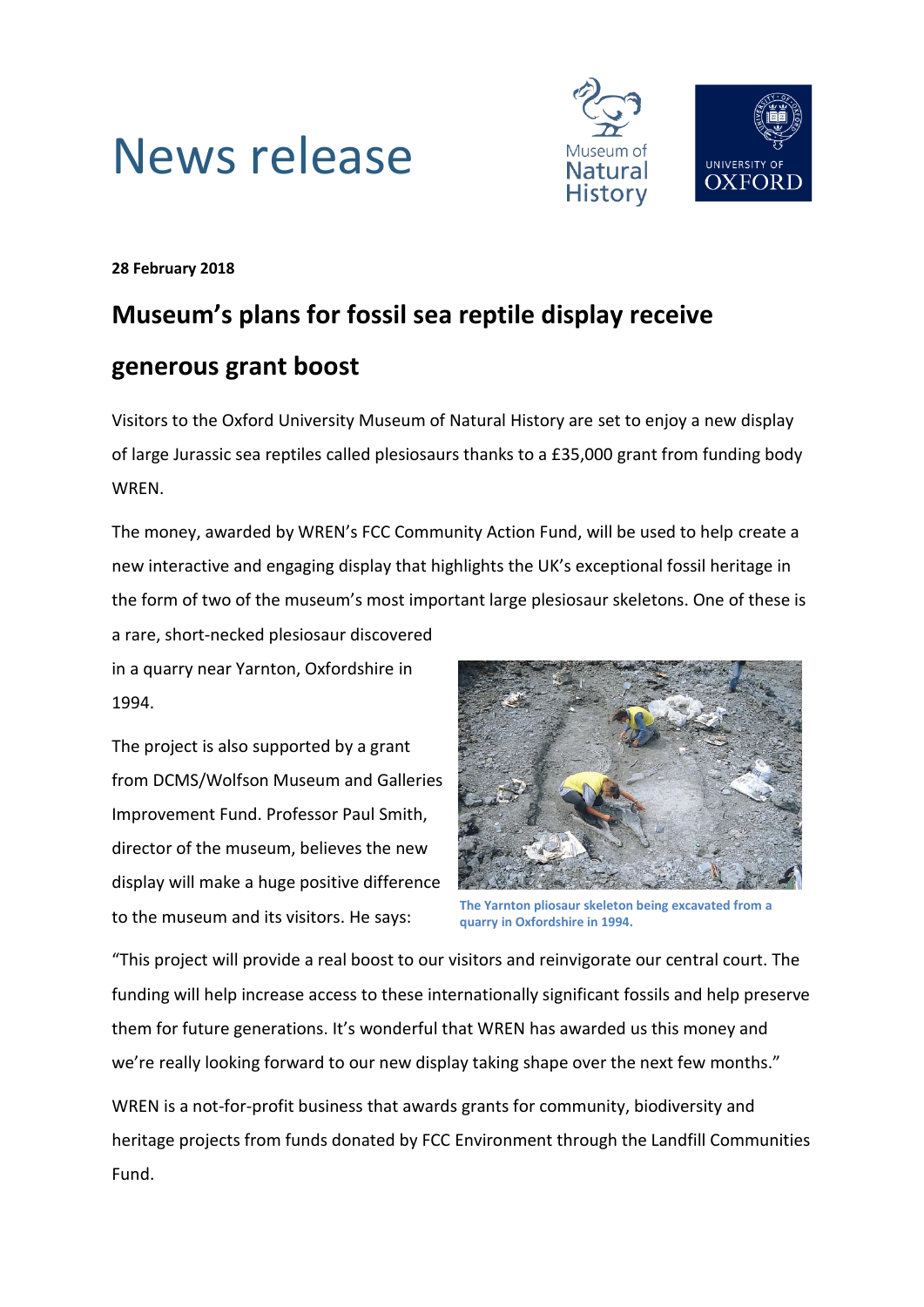# News release

**28 February 2018**

## Museum's plans for fossil sea reptile display receive generous grant boost

Visitors to the Oxford University Museum of Natural History are set to enjoy a new display of large Jurassic sea reptiles called plesiosaurs thanks to a £35,000 grant from funding body WREN.

The money, awarded by WREN's FCC Community Action Fund, will be used to help create a new interactive and engaging display that highlights the UK's exceptional fossil heritage in the form of two of the museum's most important large plesiosaur skeletons. One of these is a rare, short-necked plesiosaur discovered in a quarry near Yarnton, Oxfordshire in 1994.

The project is also supported by a grant from DCMS/Wolfson Museum and Galleries Improvement Fund. Professor Paul Smith, director of the museum, believes the new display will make a huge positive difference to the museum and its visitors. He says:

The Yarnton pliosaur skeleton being excavated from a quarry in Oxfordshire in 1994.

"This project will provide a real boost to our visitors and reinvigorate our central court. The funding will help increase access to these internationally significant fossils and help preserve them for future generations. It's wonderful that WREN has awarded us this money and we're really looking forward to our new display taking shape over the next few months."

WREN is a not-for-profit business that awards grants for community, biodiversity and heritage projects from funds donated by FCC Environment through the Landfill Communities Fund.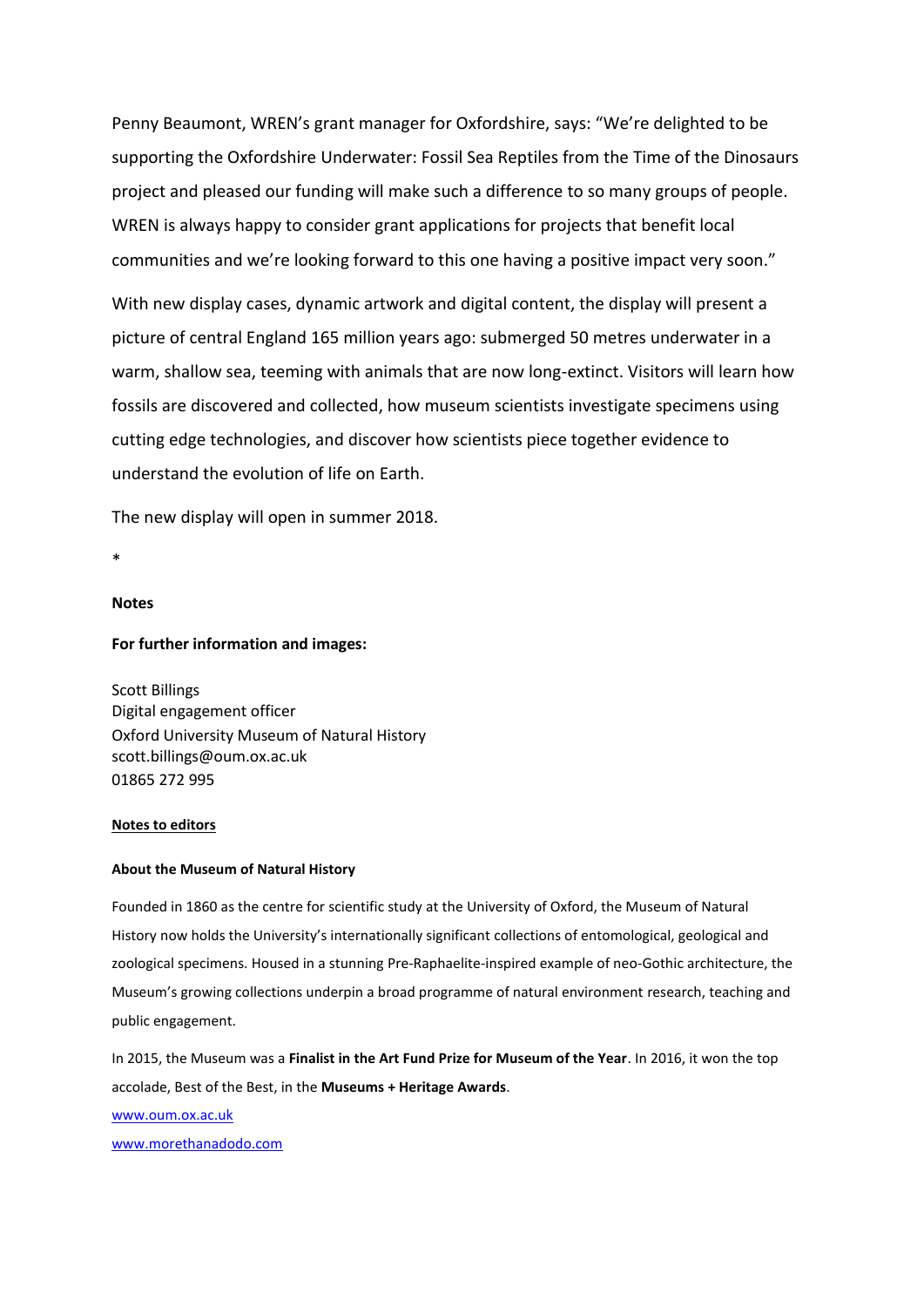Penny Beaumont, WREN's grant manager for Oxfordshire, says: "We're delighted to be supporting the Oxfordshire Underwater: Fossil Sea Reptiles from the Time of the Dinosaurs project and pleased our funding will make such a difference to so many groups of people. WREN is always happy to consider grant applications for projects that benefit local communities and we're looking forward to this one having a positive impact very soon."

With new display cases, dynamic artwork and digital content, the display will present a picture of central England 165 million years ago: submerged 50 metres underwater in a warm, shallow sea, teeming with animals that are now long-extinct. Visitors will learn how fossils are discovered and collected, how museum scientists investigate specimens using cutting edge technologies, and discover how scientists piece together evidence to understand the evolution of life on Earth.

The new display will open in summer 2018.

*

**Notes**

**For further information and images:**

Scott Billings
Digital engagement officer
Oxford University Museum of Natural History
scott.billings@oum.ox.ac.uk
01865 272 995

**Notes to editors**

**About the Museum of Natural History**

Founded in 1860 as the centre for scientific study at the University of Oxford, the Museum of Natural History now holds the University's internationally significant collections of entomological, geological and zoological specimens. Housed in a stunning Pre-Raphaelite-inspired example of neo-Gothic architecture, the Museum's growing collections underpin a broad programme of natural environment research, teaching and public engagement.

In 2015, the Museum was a **Finalist in the Art Fund Prize for Museum of the Year**. In 2016, it won the top accolade, Best of the Best, in the **Museums + Heritage Awards**.

www.oum.ox.ac.uk

www.morethanadodo.com